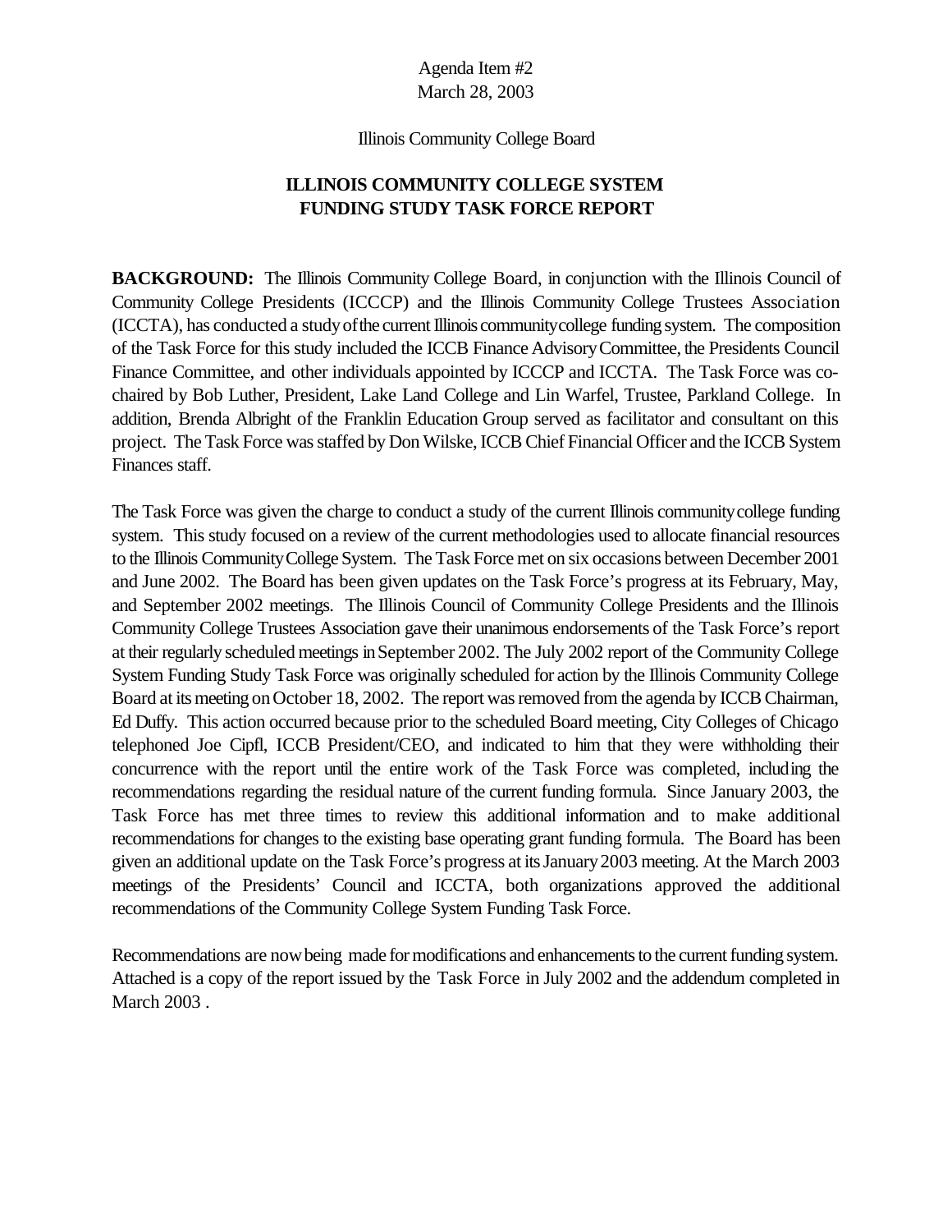Agenda Item #2
March 28, 2003

Illinois Community College Board

# ILLINOIS COMMUNITY COLLEGE SYSTEM FUNDING STUDY TASK FORCE REPORT

**BACKGROUND:** The Illinois Community College Board, in conjunction with the Illinois Council of Community College Presidents (ICCCP) and the Illinois Community College Trustees Association (ICCTA), has conducted a study of the current Illinois community college funding system. The composition of the Task Force for this study included the ICCB Finance Advisory Committee, the Presidents Council Finance Committee, and other individuals appointed by ICCCP and ICCTA. The Task Force was co-chaired by Bob Luther, President, Lake Land College and Lin Warfel, Trustee, Parkland College. In addition, Brenda Albright of the Franklin Education Group served as facilitator and consultant on this project. The Task Force was staffed by Don Wilske, ICCB Chief Financial Officer and the ICCB System Finances staff.

The Task Force was given the charge to conduct a study of the current Illinois community college funding system. This study focused on a review of the current methodologies used to allocate financial resources to the Illinois Community College System. The Task Force met on six occasions between December 2001 and June 2002. The Board has been given updates on the Task Force's progress at its February, May, and September 2002 meetings. The Illinois Council of Community College Presidents and the Illinois Community College Trustees Association gave their unanimous endorsements of the Task Force's report at their regularly scheduled meetings in September 2002. The July 2002 report of the Community College System Funding Study Task Force was originally scheduled for action by the Illinois Community College Board at its meeting on October 18, 2002. The report was removed from the agenda by ICCB Chairman, Ed Duffy. This action occurred because prior to the scheduled Board meeting, City Colleges of Chicago telephoned Joe Cipfl, ICCB President/CEO, and indicated to him that they were withholding their concurrence with the report until the entire work of the Task Force was completed, including the recommendations regarding the residual nature of the current funding formula. Since January 2003, the Task Force has met three times to review this additional information and to make additional recommendations for changes to the existing base operating grant funding formula. The Board has been given an additional update on the Task Force's progress at its January 2003 meeting. At the March 2003 meetings of the Presidents' Council and ICCTA, both organizations approved the additional recommendations of the Community College System Funding Task Force.

Recommendations are now being made for modifications and enhancements to the current funding system. Attached is a copy of the report issued by the Task Force in July 2002 and the addendum completed in March 2003 .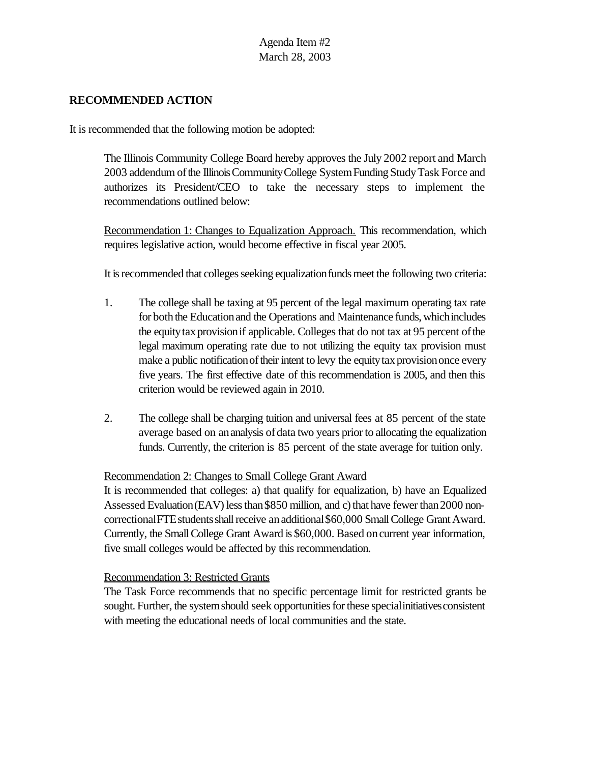Agenda Item #2
March 28, 2003

**RECOMMENDED ACTION**

It is recommended that the following motion be adopted:

> The Illinois Community College Board hereby approves the July 2002 report and March 2003 addendum of the Illinois Community College System Funding Study Task Force and authorizes its President/CEO to take the necessary steps to implement the recommendations outlined below:
>
> Recommendation 1: Changes to Equalization Approach. This recommendation, which requires legislative action, would become effective in fiscal year 2005.
>
> It is recommended that colleges seeking equalization funds meet the following two criteria:
>
> 1. The college shall be taxing at 95 percent of the legal maximum operating tax rate for both the Education and the Operations and Maintenance funds, which includes the equity tax provision if applicable. Colleges that do not tax at 95 percent of the legal maximum operating rate due to not utilizing the equity tax provision must make a public notification of their intent to levy the equity tax provision once every five years. The first effective date of this recommendation is 2005, and then this criterion would be reviewed again in 2010.
>
> 2. The college shall be charging tuition and universal fees at 85 percent of the state average based on an analysis of data two years prior to allocating the equalization funds. Currently, the criterion is 85 percent of the state average for tuition only.
>
> Recommendation 2: Changes to Small College Grant Award
> It is recommended that colleges: a) that qualify for equalization, b) have an Equalized Assessed Evaluation (EAV) less than $850 million, and c) that have fewer than 2000 non-correctional FTE students shall receive an additional $60,000 Small College Grant Award. Currently, the Small College Grant Award is $60,000. Based on current year information, five small colleges would be affected by this recommendation.
>
> Recommendation 3: Restricted Grants
> The Task Force recommends that no specific percentage limit for restricted grants be sought. Further, the system should seek opportunities for these special initiatives consistent with meeting the educational needs of local communities and the state.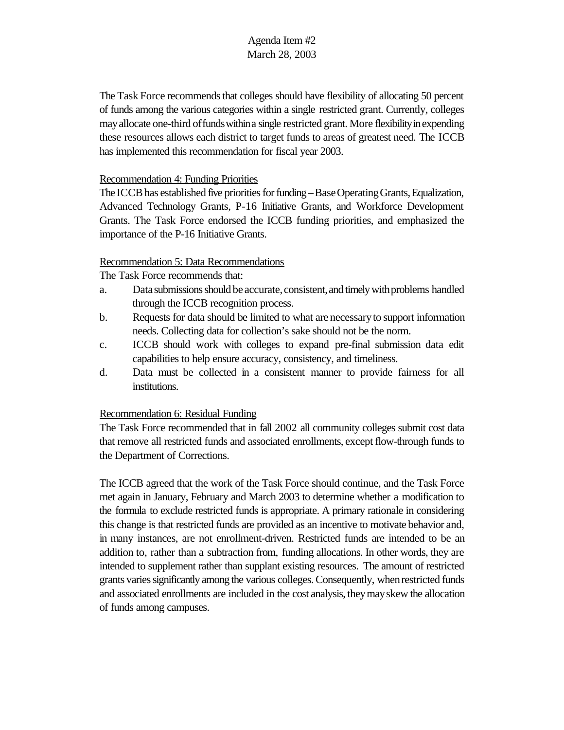The Task Force recommends that colleges should have flexibility of allocating 50 percent of funds among the various categories within a single restricted grant. Currently, colleges may allocate one-third of funds within a single restricted grant. More flexibility in expending these resources allows each district to target funds to areas of greatest need. The ICCB has implemented this recommendation for fiscal year 2003.

Recommendation 4: Funding Priorities

The ICCB has established five priorities for funding – Base Operating Grants, Equalization, Advanced Technology Grants, P-16 Initiative Grants, and Workforce Development Grants. The Task Force endorsed the ICCB funding priorities, and emphasized the importance of the P-16 Initiative Grants.

Recommendation 5: Data Recommendations

The Task Force recommends that:

a. Data submissions should be accurate, consistent, and timely with problems handled through the ICCB recognition process.
b. Requests for data should be limited to what are necessary to support information needs. Collecting data for collection's sake should not be the norm.
c. ICCB should work with colleges to expand pre-final submission data edit capabilities to help ensure accuracy, consistency, and timeliness.
d. Data must be collected in a consistent manner to provide fairness for all institutions.

Recommendation 6: Residual Funding

The Task Force recommended that in fall 2002 all community colleges submit cost data that remove all restricted funds and associated enrollments, except flow-through funds to the Department of Corrections.

The ICCB agreed that the work of the Task Force should continue, and the Task Force met again in January, February and March 2003 to determine whether a modification to the formula to exclude restricted funds is appropriate. A primary rationale in considering this change is that restricted funds are provided as an incentive to motivate behavior and, in many instances, are not enrollment-driven. Restricted funds are intended to be an addition to, rather than a subtraction from, funding allocations. In other words, they are intended to supplement rather than supplant existing resources. The amount of restricted grants varies significantly among the various colleges. Consequently, when restricted funds and associated enrollments are included in the cost analysis, they may skew the allocation of funds among campuses.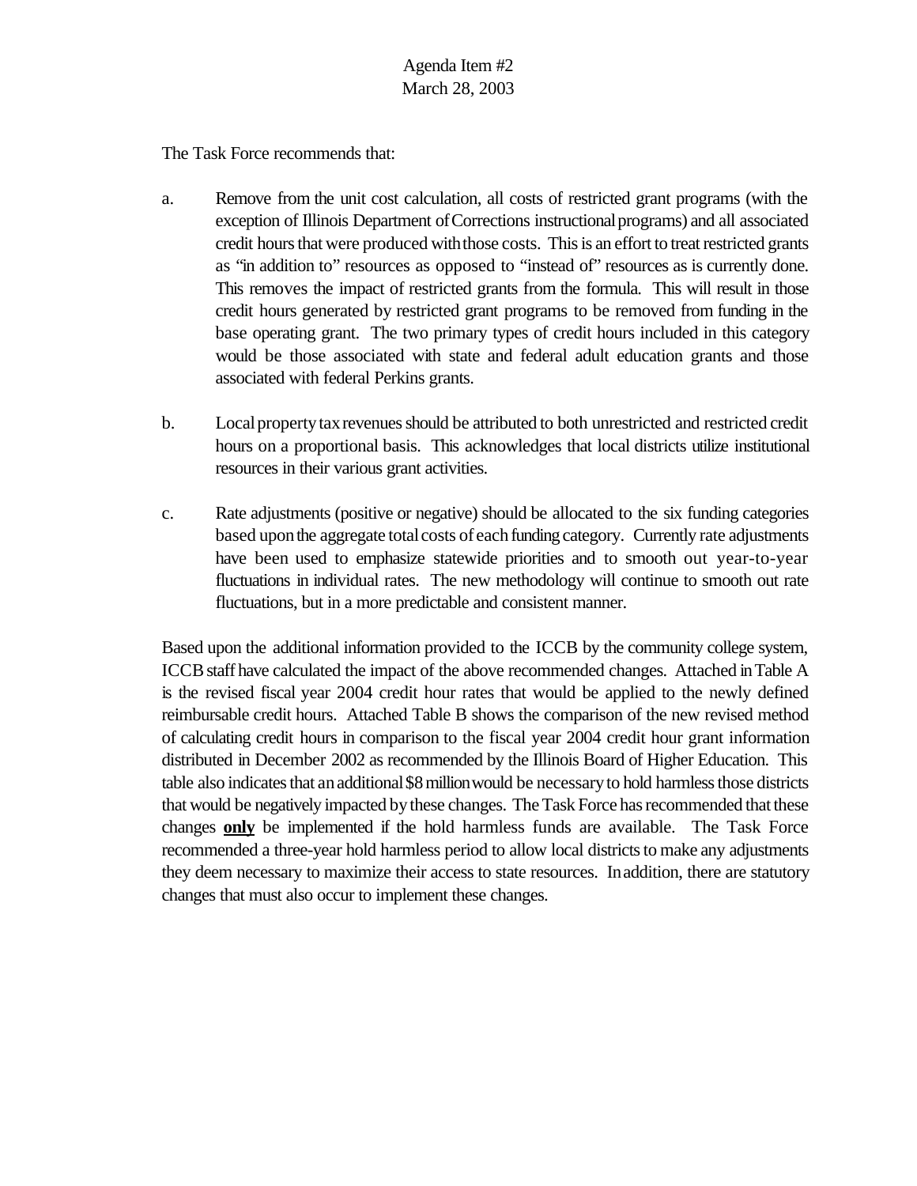The Task Force recommends that:

a. Remove from the unit cost calculation, all costs of restricted grant programs (with the exception of Illinois Department of Corrections instructional programs) and all associated credit hours that were produced with those costs. This is an effort to treat restricted grants as "in addition to" resources as opposed to "instead of" resources as is currently done. This removes the impact of restricted grants from the formula. This will result in those credit hours generated by restricted grant programs to be removed from funding in the base operating grant. The two primary types of credit hours included in this category would be those associated with state and federal adult education grants and those associated with federal Perkins grants.

b. Local property tax revenues should be attributed to both unrestricted and restricted credit hours on a proportional basis. This acknowledges that local districts utilize institutional resources in their various grant activities.

c. Rate adjustments (positive or negative) should be allocated to the six funding categories based upon the aggregate total costs of each funding category. Currently rate adjustments have been used to emphasize statewide priorities and to smooth out year-to-year fluctuations in individual rates. The new methodology will continue to smooth out rate fluctuations, but in a more predictable and consistent manner.

Based upon the additional information provided to the ICCB by the community college system, ICCB staff have calculated the impact of the above recommended changes. Attached in Table A is the revised fiscal year 2004 credit hour rates that would be applied to the newly defined reimbursable credit hours. Attached Table B shows the comparison of the new revised method of calculating credit hours in comparison to the fiscal year 2004 credit hour grant information distributed in December 2002 as recommended by the Illinois Board of Higher Education. This table also indicates that an additional $8 million would be necessary to hold harmless those districts that would be negatively impacted by these changes. The Task Force has recommended that these changes **<u>only</u>** be implemented if the hold harmless funds are available. The Task Force recommended a three-year hold harmless period to allow local districts to make any adjustments they deem necessary to maximize their access to state resources. In addition, there are statutory changes that must also occur to implement these changes.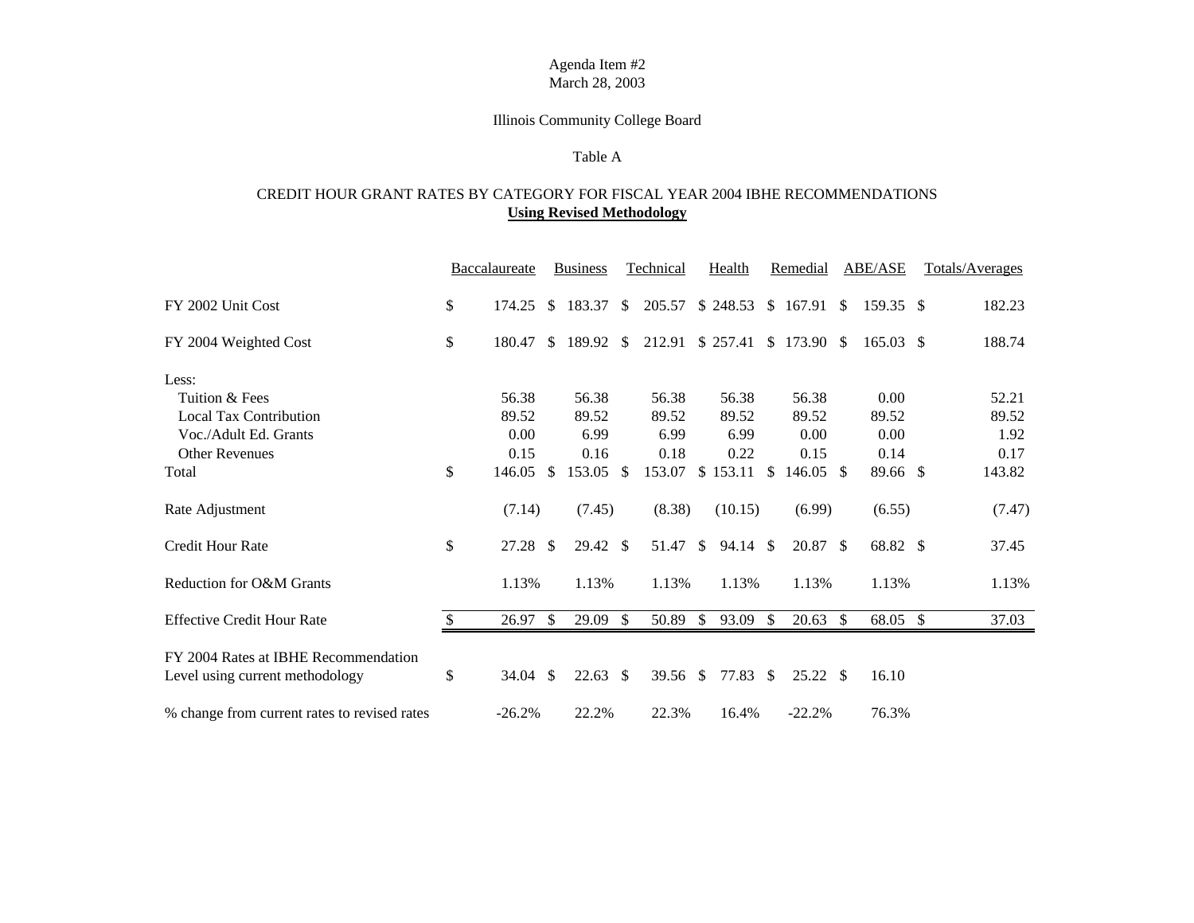Agenda Item #2
March 28, 2003

Illinois Community College Board

Table A

CREDIT HOUR GRANT RATES BY CATEGORY FOR FISCAL YEAR 2004 IBHE RECOMMENDATIONS
**Using Revised Methodology**

| | Baccalaureate | Business | Technical | Health | Remedial | ABE/ASE | Totals/Averages |
|---|---|---|---|---|---|---|---|
| FY 2002 Unit Cost | $ 174.25 | $ 183.37 | $ 205.57 | $ 248.53 | $ 167.91 | $ 159.35 | $ 182.23 |
| FY 2004 Weighted Cost | $ 180.47 | $ 189.92 | $ 212.91 | $ 257.41 | $ 173.90 | $ 165.03 | $ 188.74 |
| Less: | | | | | | | |
| Tuition & Fees | 56.38 | 56.38 | 56.38 | 56.38 | 56.38 | 0.00 | 52.21 |
| Local Tax Contribution | 89.52 | 89.52 | 89.52 | 89.52 | 89.52 | 89.52 | 89.52 |
| Voc./Adult Ed. Grants | 0.00 | 6.99 | 6.99 | 6.99 | 0.00 | 0.00 | 1.92 |
| Other Revenues | 0.15 | 0.16 | 0.18 | 0.22 | 0.15 | 0.14 | 0.17 |
| Total | $ 146.05 | $ 153.05 | $ 153.07 | $ 153.11 | $ 146.05 | $ 89.66 | $ 143.82 |
| Rate Adjustment | (7.14) | (7.45) | (8.38) | (10.15) | (6.99) | (6.55) | (7.47) |
| Credit Hour Rate | $ 27.28 | $ 29.42 | $ 51.47 | $ 94.14 | $ 20.87 | $ 68.82 | $ 37.45 |
| Reduction for O&M Grants | 1.13% | 1.13% | 1.13% | 1.13% | 1.13% | 1.13% | 1.13% |
| Effective Credit Hour Rate | $ 26.97 | $ 29.09 | $ 50.89 | $ 93.09 | $ 20.63 | $ 68.05 | $ 37.03 |
| FY 2004 Rates at IBHE Recommendation Level using current methodology | $ 34.04 | $ 22.63 | $ 39.56 | $ 77.83 | $ 25.22 | $ 16.10 | |
| % change from current rates to revised rates | -26.2% | 22.2% | 22.3% | 16.4% | -22.2% | 76.3% | |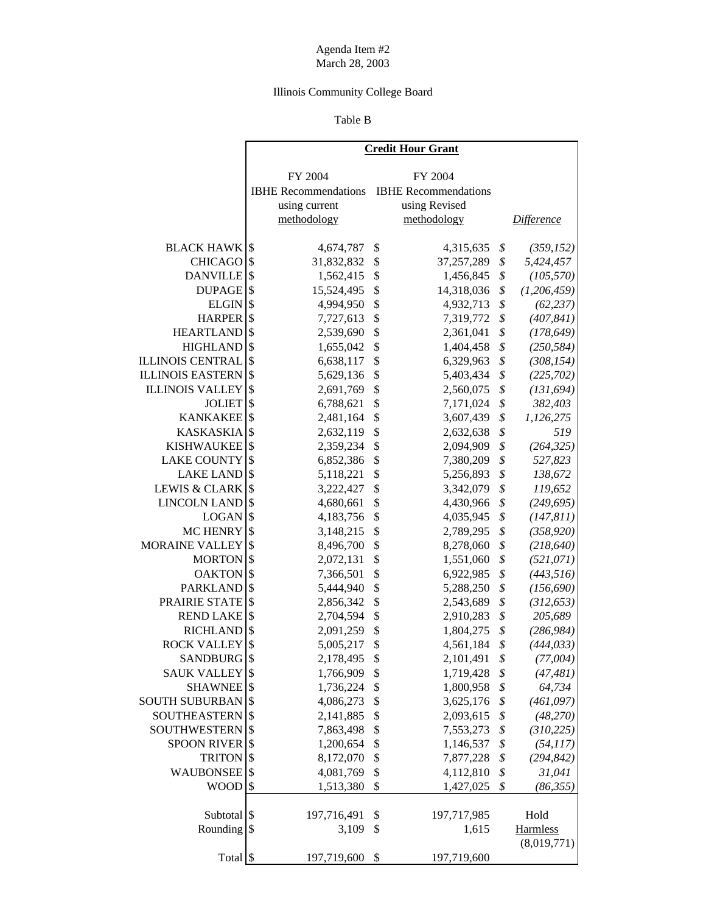Agenda Item #2
March 28, 2003

Illinois Community College Board

Table B

| | **Credit Hour Grant** | | |
|---|---|---|---|
| | FY 2004 IBHE Recommendations using current methodology | FY 2004 IBHE Recommendations using Revised methodology | *Difference* |
| BLACK HAWK | $ 4,674,787 | $ 4,315,635 | *$ (359,152)* |
| CHICAGO | $ 31,832,832 | $ 37,257,289 | *$ 5,424,457* |
| DANVILLE | $ 1,562,415 | $ 1,456,845 | *$ (105,570)* |
| DUPAGE | $ 15,524,495 | $ 14,318,036 | *$ (1,206,459)* |
| ELGIN | $ 4,994,950 | $ 4,932,713 | *$ (62,237)* |
| HARPER | $ 7,727,613 | $ 7,319,772 | *$ (407,841)* |
| HEARTLAND | $ 2,539,690 | $ 2,361,041 | *$ (178,649)* |
| HIGHLAND | $ 1,655,042 | $ 1,404,458 | *$ (250,584)* |
| ILLINOIS CENTRAL | $ 6,638,117 | $ 6,329,963 | *$ (308,154)* |
| ILLINOIS EASTERN | $ 5,629,136 | $ 5,403,434 | *$ (225,702)* |
| ILLINOIS VALLEY | $ 2,691,769 | $ 2,560,075 | *$ (131,694)* |
| JOLIET | $ 6,788,621 | $ 7,171,024 | *$ 382,403* |
| KANKAKEE | $ 2,481,164 | $ 3,607,439 | *$ 1,126,275* |
| KASKASKIA | $ 2,632,119 | $ 2,632,638 | *$ 519* |
| KISHWAUKEE | $ 2,359,234 | $ 2,094,909 | *$ (264,325)* |
| LAKE COUNTY | $ 6,852,386 | $ 7,380,209 | *$ 527,823* |
| LAKE LAND | $ 5,118,221 | $ 5,256,893 | *$ 138,672* |
| LEWIS & CLARK | $ 3,222,427 | $ 3,342,079 | *$ 119,652* |
| LINCOLN LAND | $ 4,680,661 | $ 4,430,966 | *$ (249,695)* |
| LOGAN | $ 4,183,756 | $ 4,035,945 | *$ (147,811)* |
| MC HENRY | $ 3,148,215 | $ 2,789,295 | *$ (358,920)* |
| MORAINE VALLEY | $ 8,496,700 | $ 8,278,060 | *$ (218,640)* |
| MORTON | $ 2,072,131 | $ 1,551,060 | *$ (521,071)* |
| OAKTON | $ 7,366,501 | $ 6,922,985 | *$ (443,516)* |
| PARKLAND | $ 5,444,940 | $ 5,288,250 | *$ (156,690)* |
| PRAIRIE STATE | $ 2,856,342 | $ 2,543,689 | *$ (312,653)* |
| REND LAKE | $ 2,704,594 | $ 2,910,283 | *$ 205,689* |
| RICHLAND | $ 2,091,259 | $ 1,804,275 | *$ (286,984)* |
| ROCK VALLEY | $ 5,005,217 | $ 4,561,184 | *$ (444,033)* |
| SANDBURG | $ 2,178,495 | $ 2,101,491 | *$ (77,004)* |
| SAUK VALLEY | $ 1,766,909 | $ 1,719,428 | *$ (47,481)* |
| SHAWNEE | $ 1,736,224 | $ 1,800,958 | *$ 64,734* |
| SOUTH SUBURBAN | $ 4,086,273 | $ 3,625,176 | *$ (461,097)* |
| SOUTHEASTERN | $ 2,141,885 | $ 2,093,615 | *$ (48,270)* |
| SOUTHWESTERN | $ 7,863,498 | $ 7,553,273 | *$ (310,225)* |
| SPOON RIVER | $ 1,200,654 | $ 1,146,537 | *$ (54,117)* |
| TRITON | $ 8,172,070 | $ 7,877,228 | *$ (294,842)* |
| WAUBONSEE | $ 4,081,769 | $ 4,112,810 | *$ 31,041* |
| WOOD | $ 1,513,380 | $ 1,427,025 | *$ (86,355)* |
| Subtotal | $ 197,716,491 | $ 197,717,985 | Hold |
| Rounding | $ 3,109 | $ 1,615 | Harmless (8,019,771) |
| Total | $ 197,719,600 | $ 197,719,600 | |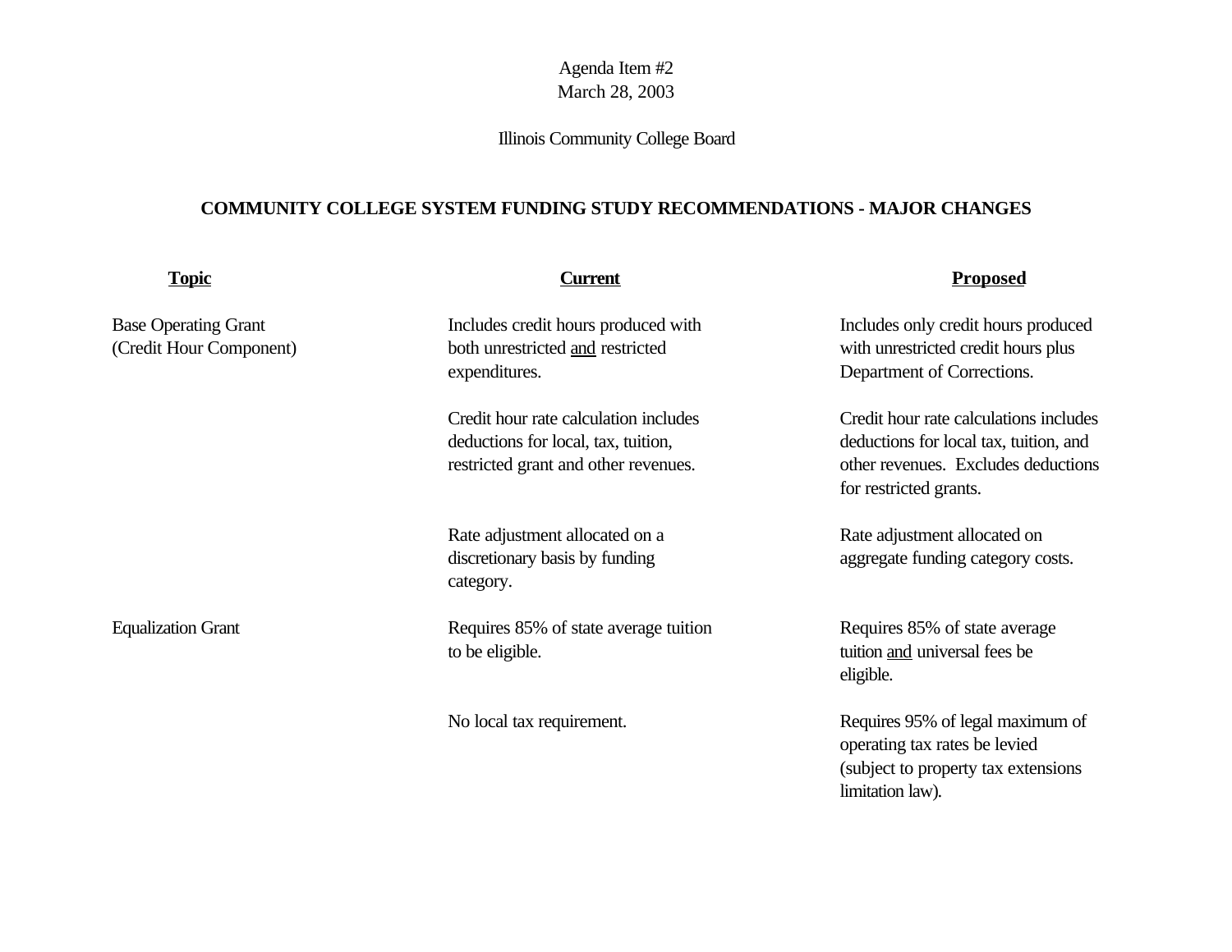Agenda Item #2
March 28, 2003

Illinois Community College Board

## COMMUNITY COLLEGE SYSTEM FUNDING STUDY RECOMMENDATIONS - MAJOR CHANGES

| Topic | Current | Proposed |
|---|---|---|
| Base Operating Grant (Credit Hour Component) | Includes credit hours produced with both unrestricted and restricted expenditures. | Includes only credit hours produced with unrestricted credit hours plus Department of Corrections. |
| | Credit hour rate calculation includes deductions for local, tax, tuition, restricted grant and other revenues. | Credit hour rate calculations includes deductions for local tax, tuition, and other revenues. Excludes deductions for restricted grants. |
| | Rate adjustment allocated on a discretionary basis by funding category. | Rate adjustment allocated on aggregate funding category costs. |
| Equalization Grant | Requires 85% of state average tuition to be eligible. | Requires 85% of state average tuition and universal fees be eligible. |
| | No local tax requirement. | Requires 95% of legal maximum of operating tax rates be levied (subject to property tax extensions limitation law). |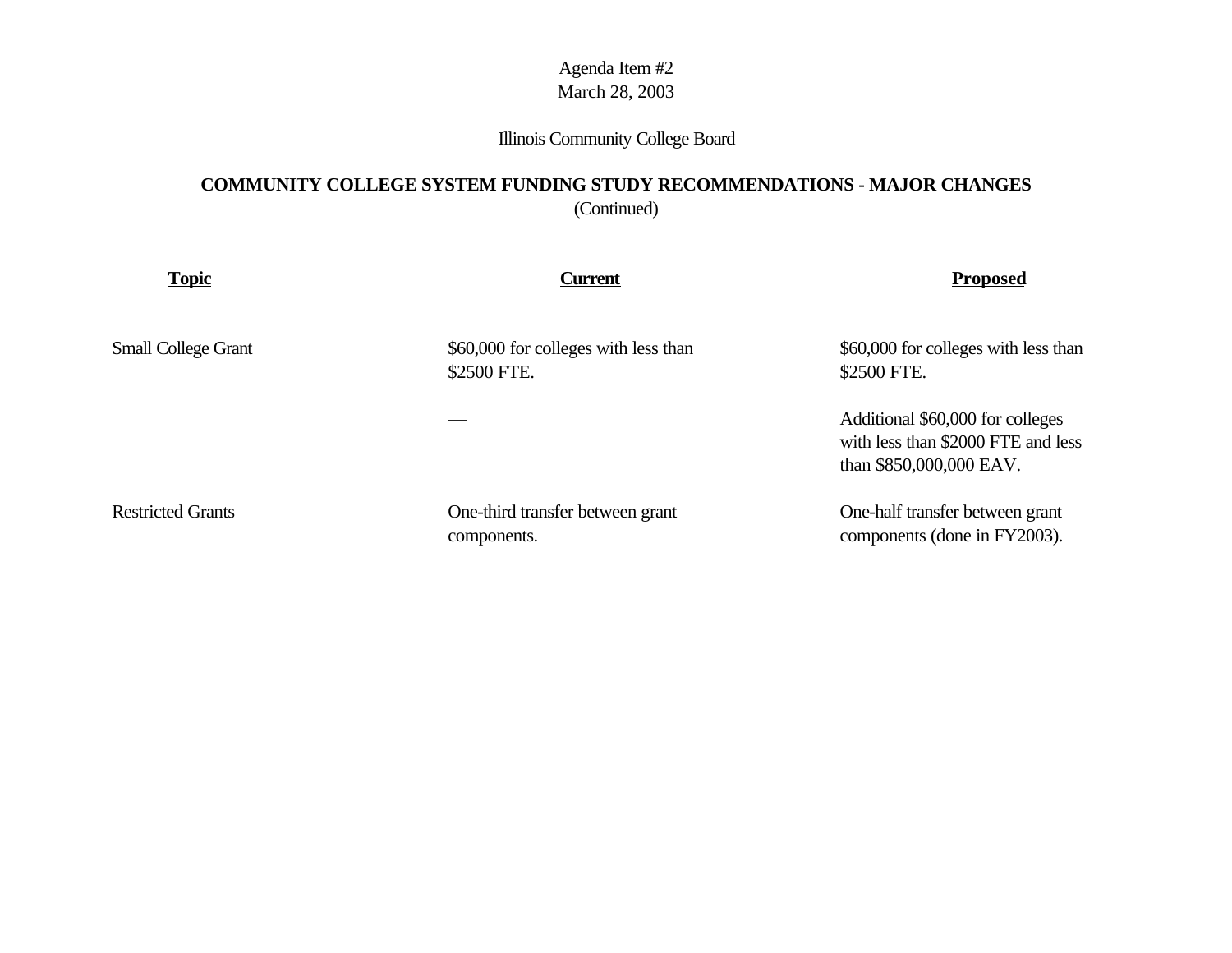Agenda Item #2
March 28, 2003

Illinois Community College Board

**COMMUNITY COLLEGE SYSTEM FUNDING STUDY RECOMMENDATIONS - MAJOR CHANGES**
(Continued)

| Topic | Current | Proposed |
|---|---|---|
| Small College Grant | $60,000 for colleges with less than $2500 FTE. | $60,000 for colleges with less than $2500 FTE. |
| | — | Additional $60,000 for colleges with less than $2000 FTE and less than $850,000,000 EAV. |
| Restricted Grants | One-third transfer between grant components. | One-half transfer between grant components (done in FY2003). |